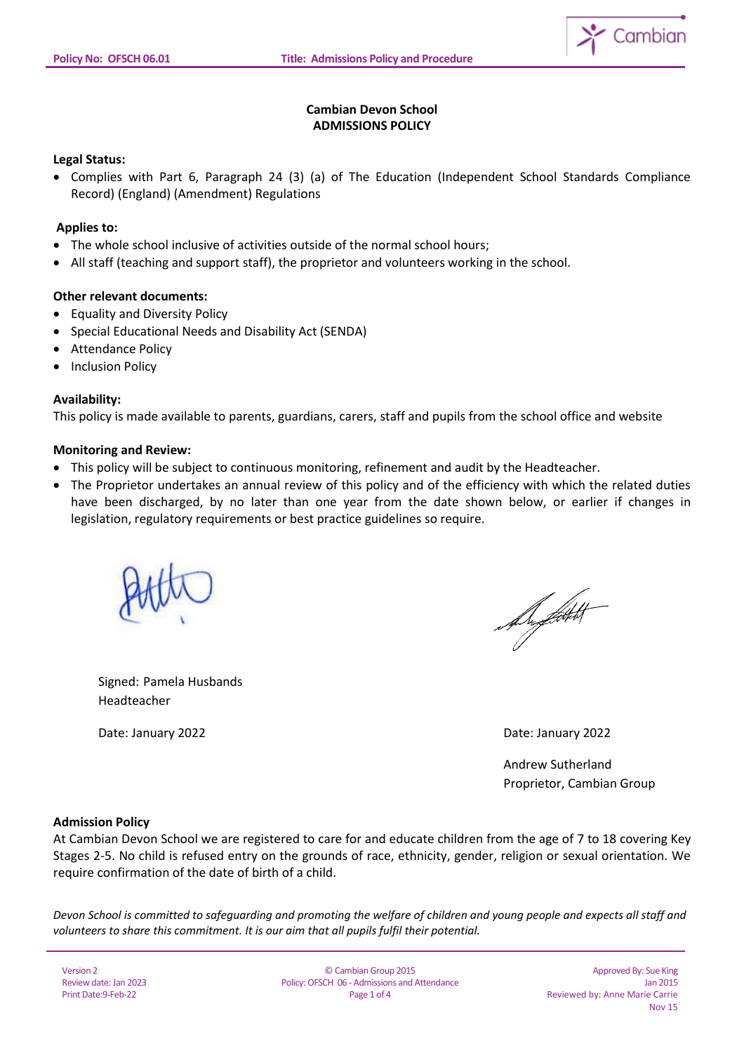**Cambian Devon School**
**ADMISSIONS POLICY**

**Legal Status:**

- Complies with Part 6, Paragraph 24 (3) (a) of The Education (Independent School Standards Compliance Record) (England) (Amendment) Regulations

**Applies to:**

- The whole school inclusive of activities outside of the normal school hours;
- All staff (teaching and support staff), the proprietor and volunteers working in the school.

**Other relevant documents:**

- Equality and Diversity Policy
- Special Educational Needs and Disability Act (SENDA)
- Attendance Policy
- Inclusion Policy

**Availability:**

This policy is made available to parents, guardians, carers, staff and pupils from the school office and website

**Monitoring and Review:**

- This policy will be subject to continuous monitoring, refinement and audit by the Headteacher.
- The Proprietor undertakes an annual review of this policy and of the efficiency with which the related duties have been discharged, by no later than one year from the date shown below, or earlier if changes in legislation, regulatory requirements or best practice guidelines so require.

Signed: Pamela Husbands
Headteacher

Date: January 2022

Date: January 2022

Andrew Sutherland
Proprietor, Cambian Group

**Admission Policy**

At Cambian Devon School we are registered to care for and educate children from the age of 7 to 18 covering Key Stages 2-5. No child is refused entry on the grounds of race, ethnicity, gender, religion or sexual orientation. We require confirmation of the date of birth of a child.

*Devon School is committed to safeguarding and promoting the welfare of children and young people and expects all staff and volunteers to share this commitment. It is our aim that all pupils fulfil their potential.*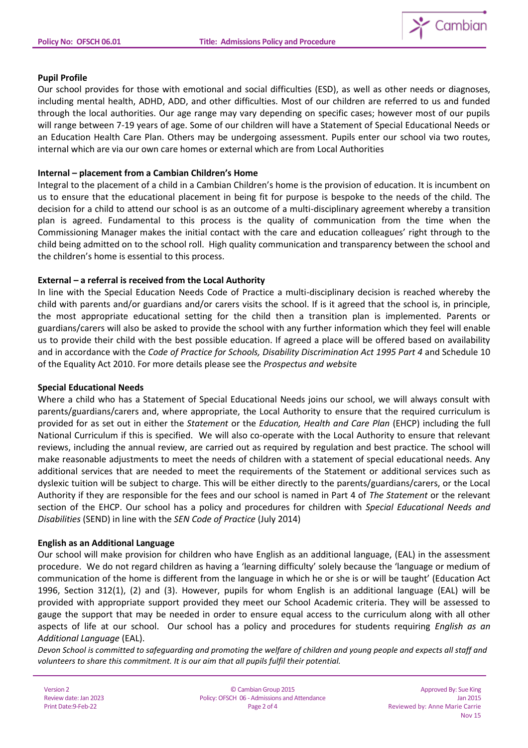**Pupil Profile**

Our school provides for those with emotional and social difficulties (ESD), as well as other needs or diagnoses, including mental health, ADHD, ADD, and other difficulties. Most of our children are referred to us and funded through the local authorities. Our age range may vary depending on specific cases; however most of our pupils will range between 7-19 years of age. Some of our children will have a Statement of Special Educational Needs or an Education Health Care Plan. Others may be undergoing assessment. Pupils enter our school via two routes, internal which are via our own care homes or external which are from Local Authorities

**Internal – placement from a Cambian Children's Home**

Integral to the placement of a child in a Cambian Children's home is the provision of education. It is incumbent on us to ensure that the educational placement in being fit for purpose is bespoke to the needs of the child. The decision for a child to attend our school is as an outcome of a multi-disciplinary agreement whereby a transition plan is agreed. Fundamental to this process is the quality of communication from the time when the Commissioning Manager makes the initial contact with the care and education colleagues' right through to the child being admitted on to the school roll. High quality communication and transparency between the school and the children's home is essential to this process.

**External – a referral is received from the Local Authority**

In line with the Special Education Needs Code of Practice a multi-disciplinary decision is reached whereby the child with parents and/or guardians and/or carers visits the school. If is it agreed that the school is, in principle, the most appropriate educational setting for the child then a transition plan is implemented. Parents or guardians/carers will also be asked to provide the school with any further information which they feel will enable us to provide their child with the best possible education. If agreed a place will be offered based on availability and in accordance with the *Code of Practice for Schools, Disability Discrimination Act 1995 Part 4* and Schedule 10 of the Equality Act 2010. For more details please see the *Prospectus and websit*e

**Special Educational Needs**

Where a child who has a Statement of Special Educational Needs joins our school, we will always consult with parents/guardians/carers and, where appropriate, the Local Authority to ensure that the required curriculum is provided for as set out in either the *Statement* or the *Education, Health and Care Plan* (EHCP) including the full National Curriculum if this is specified. We will also co-operate with the Local Authority to ensure that relevant reviews, including the annual review, are carried out as required by regulation and best practice. The school will make reasonable adjustments to meet the needs of children with a statement of special educational needs. Any additional services that are needed to meet the requirements of the Statement or additional services such as dyslexic tuition will be subject to charge. This will be either directly to the parents/guardians/carers, or the Local Authority if they are responsible for the fees and our school is named in Part 4 of *The Statement* or the relevant section of the EHCP. Our school has a policy and procedures for children with *Special Educational Needs and Disabilities* (SEND) in line with the *SEN Code of Practice* (July 2014)

**English as an Additional Language**

Our school will make provision for children who have English as an additional language, (EAL) in the assessment procedure. We do not regard children as having a 'learning difficulty' solely because the 'language or medium of communication of the home is different from the language in which he or she is or will be taught' (Education Act 1996, Section 312(1), (2) and (3). However, pupils for whom English is an additional language (EAL) will be provided with appropriate support provided they meet our School Academic criteria. They will be assessed to gauge the support that may be needed in order to ensure equal access to the curriculum along with all other aspects of life at our school. Our school has a policy and procedures for students requiring *English as an Additional Language* (EAL).

*Devon School is committed to safeguarding and promoting the welfare of children and young people and expects all staff and volunteers to share this commitment. It is our aim that all pupils fulfil their potential.*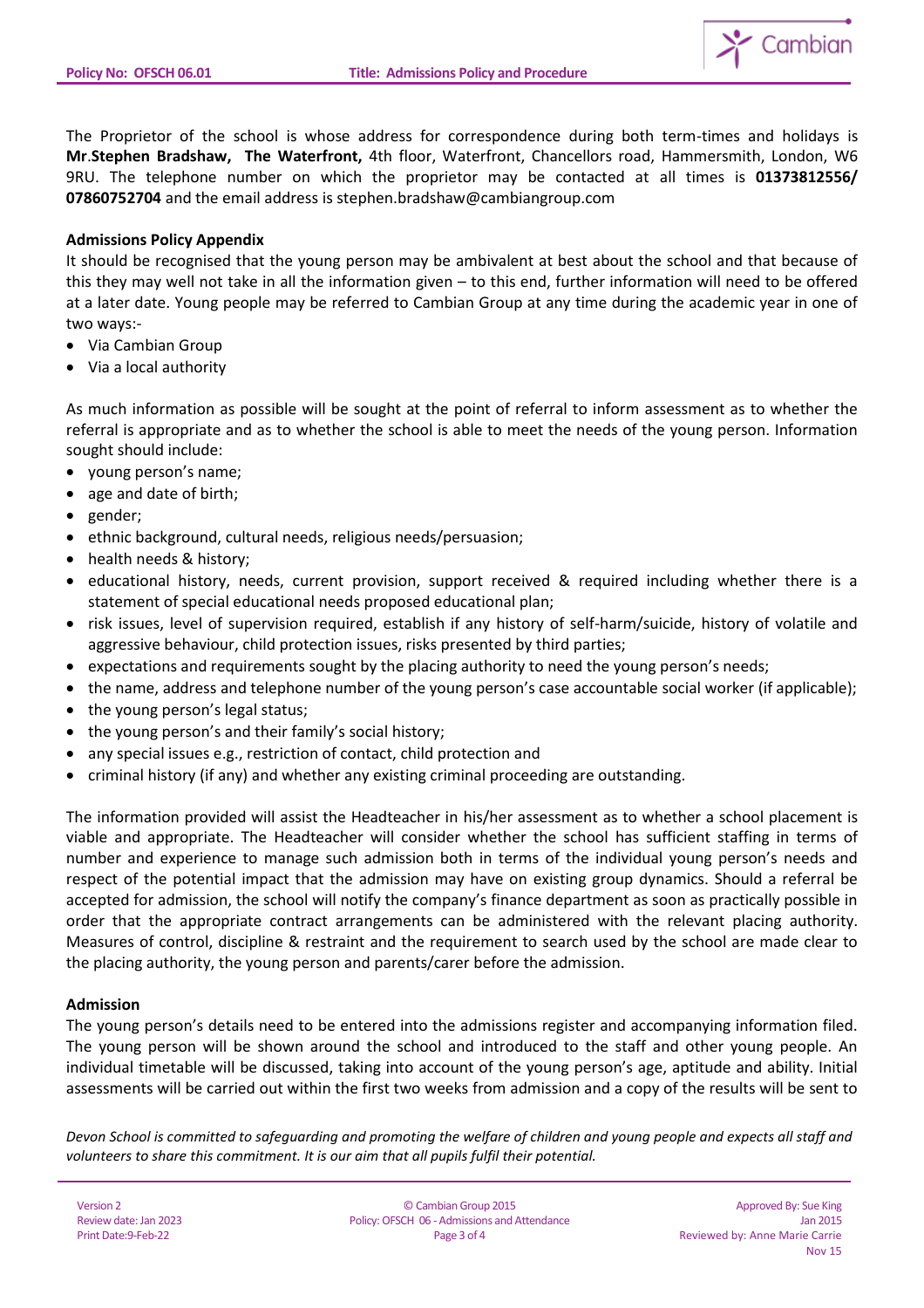The Proprietor of the school is whose address for correspondence during both term-times and holidays is **Mr**.**Stephen Bradshaw, The Waterfront,** 4th floor, Waterfront, Chancellors road, Hammersmith, London, W6 9RU. The telephone number on which the proprietor may be contacted at all times is **01373812556/ 07860752704** and the email address is stephen.bradshaw@cambiangroup.com

**Admissions Policy Appendix**

It should be recognised that the young person may be ambivalent at best about the school and that because of this they may well not take in all the information given – to this end, further information will need to be offered at a later date. Young people may be referred to Cambian Group at any time during the academic year in one of two ways:-

- Via Cambian Group
- Via a local authority

As much information as possible will be sought at the point of referral to inform assessment as to whether the referral is appropriate and as to whether the school is able to meet the needs of the young person. Information sought should include:

- young person's name;
- age and date of birth;
- gender;
- ethnic background, cultural needs, religious needs/persuasion;
- health needs & history;
- educational history, needs, current provision, support received & required including whether there is a statement of special educational needs proposed educational plan;
- risk issues, level of supervision required, establish if any history of self-harm/suicide, history of volatile and aggressive behaviour, child protection issues, risks presented by third parties;
- expectations and requirements sought by the placing authority to need the young person's needs;
- the name, address and telephone number of the young person's case accountable social worker (if applicable);
- the young person's legal status;
- the young person's and their family's social history;
- any special issues e.g., restriction of contact, child protection and
- criminal history (if any) and whether any existing criminal proceeding are outstanding.

The information provided will assist the Headteacher in his/her assessment as to whether a school placement is viable and appropriate. The Headteacher will consider whether the school has sufficient staffing in terms of number and experience to manage such admission both in terms of the individual young person's needs and respect of the potential impact that the admission may have on existing group dynamics. Should a referral be accepted for admission, the school will notify the company's finance department as soon as practically possible in order that the appropriate contract arrangements can be administered with the relevant placing authority. Measures of control, discipline & restraint and the requirement to search used by the school are made clear to the placing authority, the young person and parents/carer before the admission.

**Admission**

The young person's details need to be entered into the admissions register and accompanying information filed. The young person will be shown around the school and introduced to the staff and other young people. An individual timetable will be discussed, taking into account of the young person's age, aptitude and ability. Initial assessments will be carried out within the first two weeks from admission and a copy of the results will be sent to

*Devon School is committed to safeguarding and promoting the welfare of children and young people and expects all staff and volunteers to share this commitment. It is our aim that all pupils fulfil their potential.*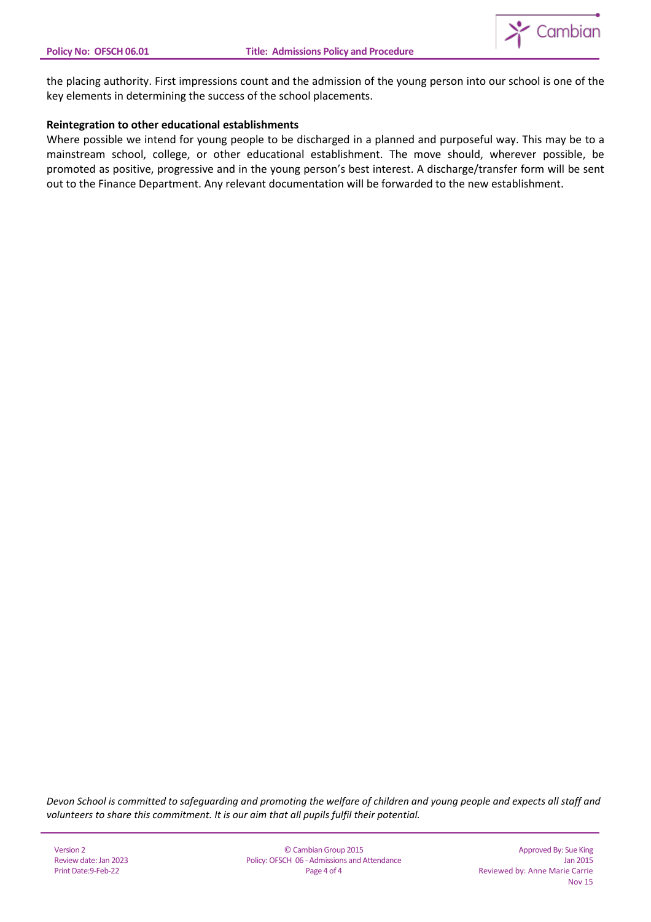the placing authority. First impressions count and the admission of the young person into our school is one of the key elements in determining the success of the school placements.

**Reintegration to other educational establishments**

Where possible we intend for young people to be discharged in a planned and purposeful way. This may be to a mainstream school, college, or other educational establishment. The move should, wherever possible, be promoted as positive, progressive and in the young person's best interest. A discharge/transfer form will be sent out to the Finance Department. Any relevant documentation will be forwarded to the new establishment.

*Devon School is committed to safeguarding and promoting the welfare of children and young people and expects all staff and volunteers to share this commitment. It is our aim that all pupils fulfil their potential.*